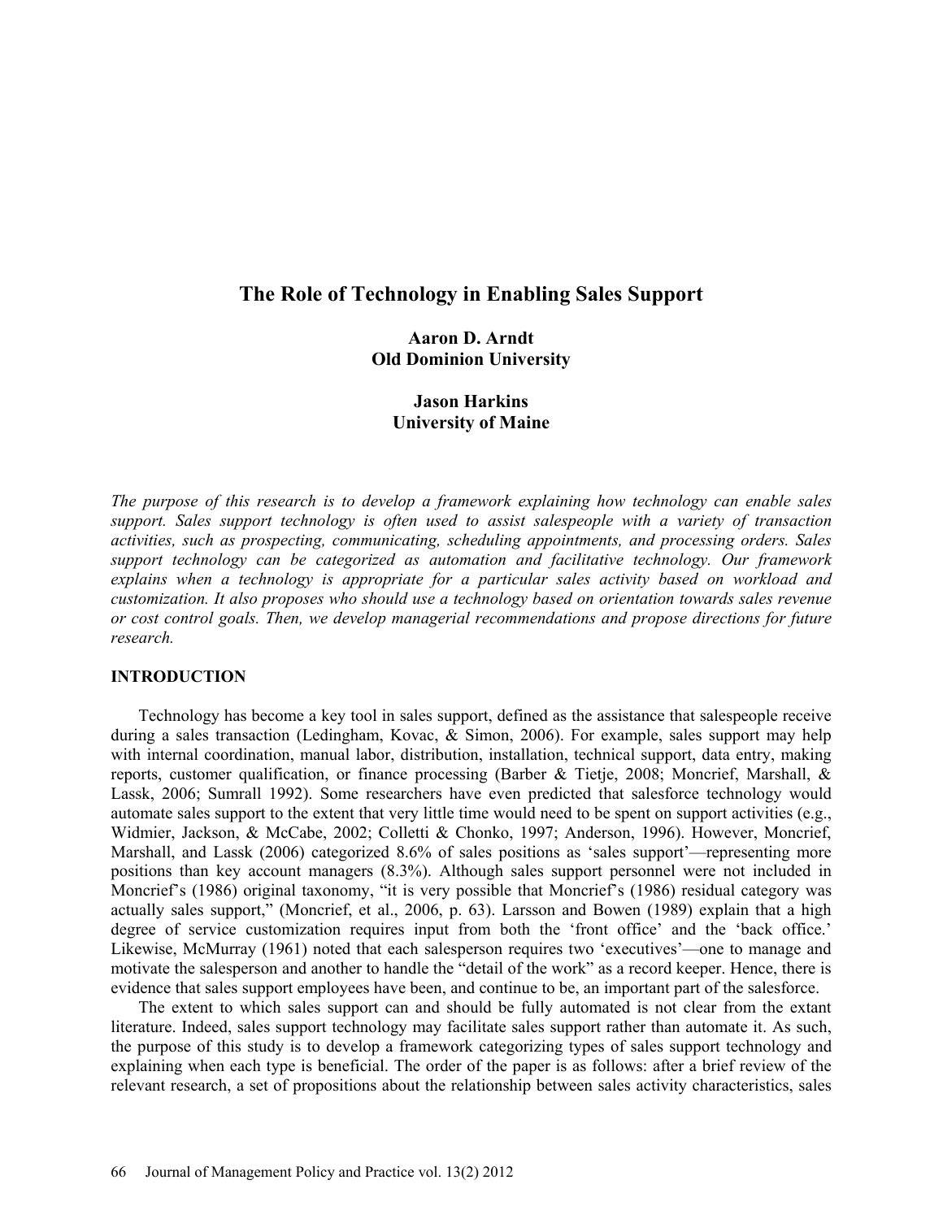# The Role of Technology in Enabling Sales Support

**Aaron D. Arndt**
**Old Dominion University**

**Jason Harkins**
**University of Maine**

*The purpose of this research is to develop a framework explaining how technology can enable sales support. Sales support technology is often used to assist salespeople with a variety of transaction activities, such as prospecting, communicating, scheduling appointments, and processing orders. Sales support technology can be categorized as automation and facilitative technology. Our framework explains when a technology is appropriate for a particular sales activity based on workload and customization. It also proposes who should use a technology based on orientation towards sales revenue or cost control goals. Then, we develop managerial recommendations and propose directions for future research.*

## INTRODUCTION

Technology has become a key tool in sales support, defined as the assistance that salespeople receive during a sales transaction (Ledingham, Kovac, & Simon, 2006). For example, sales support may help with internal coordination, manual labor, distribution, installation, technical support, data entry, making reports, customer qualification, or finance processing (Barber & Tietje, 2008; Moncrief, Marshall, & Lassk, 2006; Sumrall 1992). Some researchers have even predicted that salesforce technology would automate sales support to the extent that very little time would need to be spent on support activities (e.g., Widmier, Jackson, & McCabe, 2002; Colletti & Chonko, 1997; Anderson, 1996). However, Moncrief, Marshall, and Lassk (2006) categorized 8.6% of sales positions as 'sales support'—representing more positions than key account managers (8.3%). Although sales support personnel were not included in Moncrief's (1986) original taxonomy, "it is very possible that Moncrief's (1986) residual category was actually sales support," (Moncrief, et al., 2006, p. 63). Larsson and Bowen (1989) explain that a high degree of service customization requires input from both the 'front office' and the 'back office.' Likewise, McMurray (1961) noted that each salesperson requires two 'executives'—one to manage and motivate the salesperson and another to handle the "detail of the work" as a record keeper. Hence, there is evidence that sales support employees have been, and continue to be, an important part of the salesforce.

The extent to which sales support can and should be fully automated is not clear from the extant literature. Indeed, sales support technology may facilitate sales support rather than automate it. As such, the purpose of this study is to develop a framework categorizing types of sales support technology and explaining when each type is beneficial. The order of the paper is as follows: after a brief review of the relevant research, a set of propositions about the relationship between sales activity characteristics, sales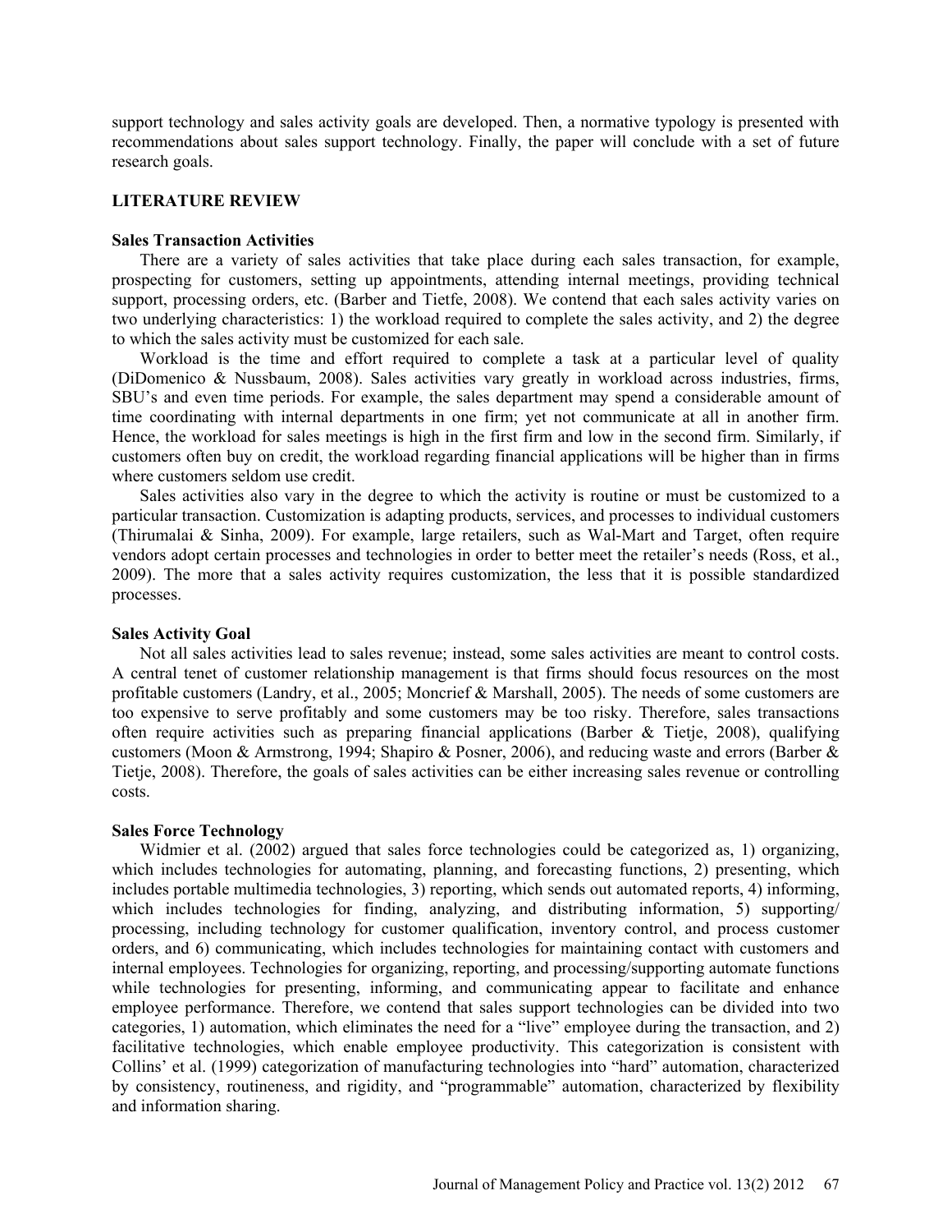support technology and sales activity goals are developed. Then, a normative typology is presented with recommendations about sales support technology. Finally, the paper will conclude with a set of future research goals.

## LITERATURE REVIEW

### Sales Transaction Activities

There are a variety of sales activities that take place during each sales transaction, for example, prospecting for customers, setting up appointments, attending internal meetings, providing technical support, processing orders, etc. (Barber and Tietfe, 2008). We contend that each sales activity varies on two underlying characteristics: 1) the workload required to complete the sales activity, and 2) the degree to which the sales activity must be customized for each sale.

Workload is the time and effort required to complete a task at a particular level of quality (DiDomenico & Nussbaum, 2008). Sales activities vary greatly in workload across industries, firms, SBU's and even time periods. For example, the sales department may spend a considerable amount of time coordinating with internal departments in one firm; yet not communicate at all in another firm. Hence, the workload for sales meetings is high in the first firm and low in the second firm. Similarly, if customers often buy on credit, the workload regarding financial applications will be higher than in firms where customers seldom use credit.

Sales activities also vary in the degree to which the activity is routine or must be customized to a particular transaction. Customization is adapting products, services, and processes to individual customers (Thirumalai & Sinha, 2009). For example, large retailers, such as Wal-Mart and Target, often require vendors adopt certain processes and technologies in order to better meet the retailer's needs (Ross, et al., 2009). The more that a sales activity requires customization, the less that it is possible standardized processes.

### Sales Activity Goal

Not all sales activities lead to sales revenue; instead, some sales activities are meant to control costs. A central tenet of customer relationship management is that firms should focus resources on the most profitable customers (Landry, et al., 2005; Moncrief & Marshall, 2005). The needs of some customers are too expensive to serve profitably and some customers may be too risky. Therefore, sales transactions often require activities such as preparing financial applications (Barber & Tietje, 2008), qualifying customers (Moon & Armstrong, 1994; Shapiro & Posner, 2006), and reducing waste and errors (Barber & Tietje, 2008). Therefore, the goals of sales activities can be either increasing sales revenue or controlling costs.

### Sales Force Technology

Widmier et al. (2002) argued that sales force technologies could be categorized as, 1) organizing, which includes technologies for automating, planning, and forecasting functions, 2) presenting, which includes portable multimedia technologies, 3) reporting, which sends out automated reports, 4) informing, which includes technologies for finding, analyzing, and distributing information, 5) supporting/ processing, including technology for customer qualification, inventory control, and process customer orders, and 6) communicating, which includes technologies for maintaining contact with customers and internal employees. Technologies for organizing, reporting, and processing/supporting automate functions while technologies for presenting, informing, and communicating appear to facilitate and enhance employee performance. Therefore, we contend that sales support technologies can be divided into two categories, 1) automation, which eliminates the need for a "live" employee during the transaction, and 2) facilitative technologies, which enable employee productivity. This categorization is consistent with Collins' et al. (1999) categorization of manufacturing technologies into "hard" automation, characterized by consistency, routineness, and rigidity, and "programmable" automation, characterized by flexibility and information sharing.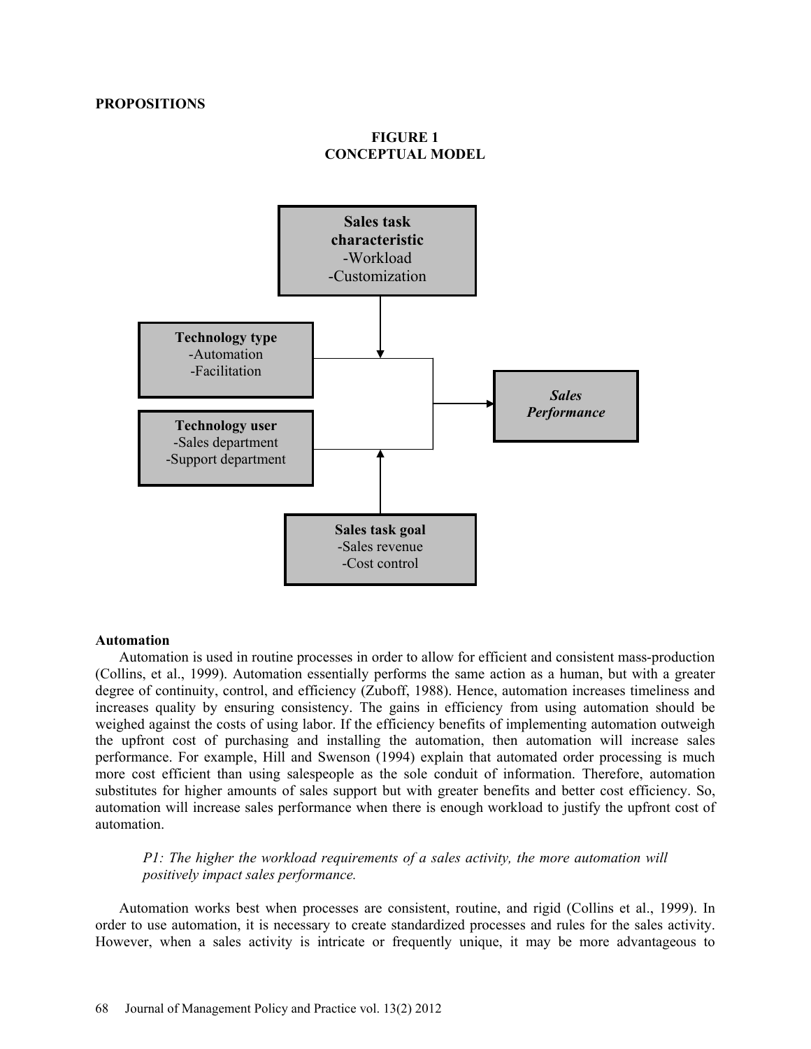## PROPOSITIONS

**FIGURE 1**
**CONCEPTUAL MODEL**

**Sales task characteristic**
-Workload
-Customization

**Technology type**
-Automation
-Facilitation

**Technology user**
-Sales department
-Support department

***Sales Performance***

**Sales task goal**
-Sales revenue
-Cost control

### Automation

Automation is used in routine processes in order to allow for efficient and consistent mass-production (Collins, et al., 1999). Automation essentially performs the same action as a human, but with a greater degree of continuity, control, and efficiency (Zuboff, 1988). Hence, automation increases timeliness and increases quality by ensuring consistency. The gains in efficiency from using automation should be weighed against the costs of using labor. If the efficiency benefits of implementing automation outweigh the upfront cost of purchasing and installing the automation, then automation will increase sales performance. For example, Hill and Swenson (1994) explain that automated order processing is much more cost efficient than using salespeople as the sole conduit of information. Therefore, automation substitutes for higher amounts of sales support but with greater benefits and better cost efficiency. So, automation will increase sales performance when there is enough workload to justify the upfront cost of automation.

> *P1: The higher the workload requirements of a sales activity, the more automation will positively impact sales performance.*

Automation works best when processes are consistent, routine, and rigid (Collins et al., 1999). In order to use automation, it is necessary to create standardized processes and rules for the sales activity. However, when a sales activity is intricate or frequently unique, it may be more advantageous to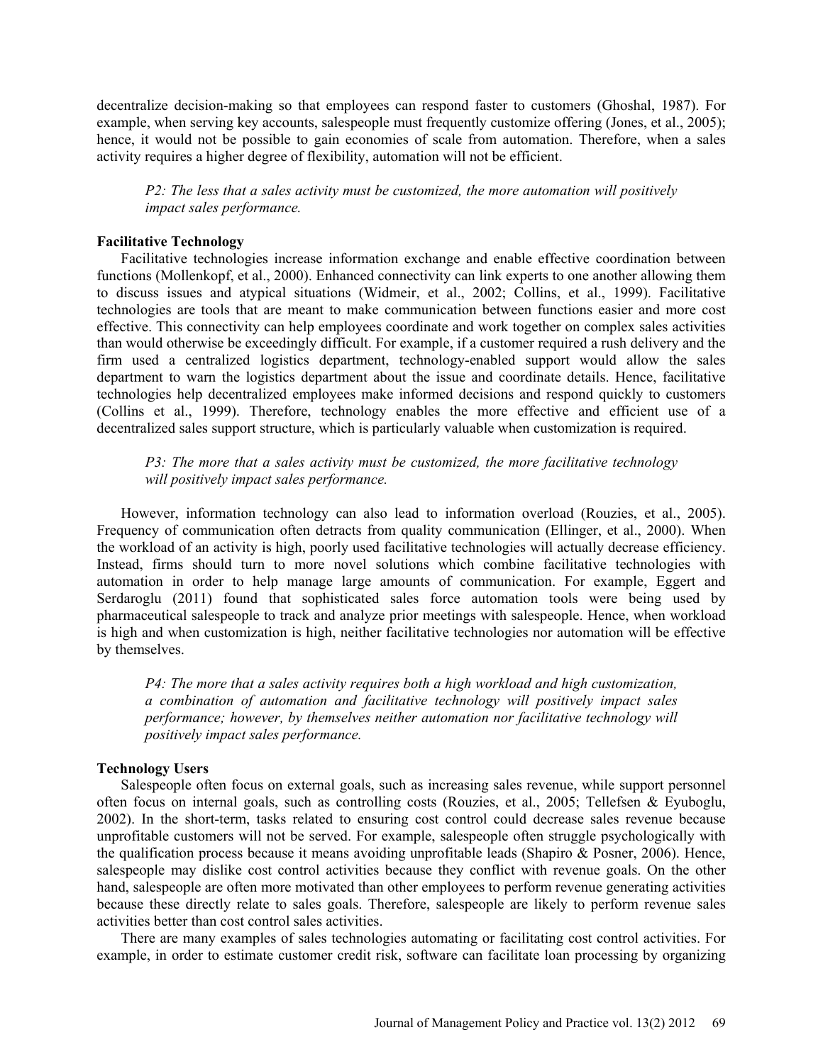decentralize decision-making so that employees can respond faster to customers (Ghoshal, 1987). For example, when serving key accounts, salespeople must frequently customize offering (Jones, et al., 2005); hence, it would not be possible to gain economies of scale from automation. Therefore, when a sales activity requires a higher degree of flexibility, automation will not be efficient.

> *P2: The less that a sales activity must be customized, the more automation will positively impact sales performance.*

**Facilitative Technology**

Facilitative technologies increase information exchange and enable effective coordination between functions (Mollenkopf, et al., 2000). Enhanced connectivity can link experts to one another allowing them to discuss issues and atypical situations (Widmeir, et al., 2002; Collins, et al., 1999). Facilitative technologies are tools that are meant to make communication between functions easier and more cost effective. This connectivity can help employees coordinate and work together on complex sales activities than would otherwise be exceedingly difficult. For example, if a customer required a rush delivery and the firm used a centralized logistics department, technology-enabled support would allow the sales department to warn the logistics department about the issue and coordinate details. Hence, facilitative technologies help decentralized employees make informed decisions and respond quickly to customers (Collins et al., 1999). Therefore, technology enables the more effective and efficient use of a decentralized sales support structure, which is particularly valuable when customization is required.

> *P3: The more that a sales activity must be customized, the more facilitative technology will positively impact sales performance.*

However, information technology can also lead to information overload (Rouzies, et al., 2005). Frequency of communication often detracts from quality communication (Ellinger, et al., 2000). When the workload of an activity is high, poorly used facilitative technologies will actually decrease efficiency. Instead, firms should turn to more novel solutions which combine facilitative technologies with automation in order to help manage large amounts of communication. For example, Eggert and Serdaroglu (2011) found that sophisticated sales force automation tools were being used by pharmaceutical salespeople to track and analyze prior meetings with salespeople. Hence, when workload is high and when customization is high, neither facilitative technologies nor automation will be effective by themselves.

> *P4: The more that a sales activity requires both a high workload and high customization, a combination of automation and facilitative technology will positively impact sales performance; however, by themselves neither automation nor facilitative technology will positively impact sales performance.*

**Technology Users**

Salespeople often focus on external goals, such as increasing sales revenue, while support personnel often focus on internal goals, such as controlling costs (Rouzies, et al., 2005; Tellefsen & Eyuboglu, 2002). In the short-term, tasks related to ensuring cost control could decrease sales revenue because unprofitable customers will not be served. For example, salespeople often struggle psychologically with the qualification process because it means avoiding unprofitable leads (Shapiro & Posner, 2006). Hence, salespeople may dislike cost control activities because they conflict with revenue goals. On the other hand, salespeople are often more motivated than other employees to perform revenue generating activities because these directly relate to sales goals. Therefore, salespeople are likely to perform revenue sales activities better than cost control sales activities.

There are many examples of sales technologies automating or facilitating cost control activities. For example, in order to estimate customer credit risk, software can facilitate loan processing by organizing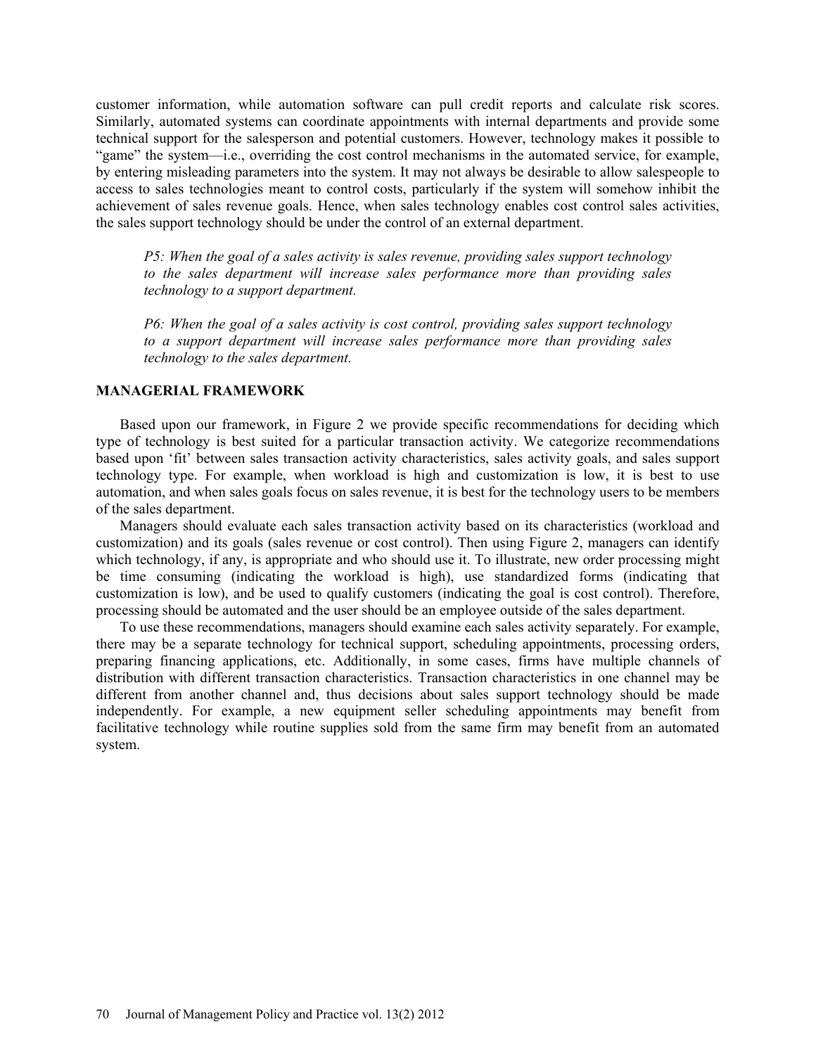customer information, while automation software can pull credit reports and calculate risk scores. Similarly, automated systems can coordinate appointments with internal departments and provide some technical support for the salesperson and potential customers. However, technology makes it possible to "game" the system—i.e., overriding the cost control mechanisms in the automated service, for example, by entering misleading parameters into the system. It may not always be desirable to allow salespeople to access to sales technologies meant to control costs, particularly if the system will somehow inhibit the achievement of sales revenue goals. Hence, when sales technology enables cost control sales activities, the sales support technology should be under the control of an external department.

> *P5: When the goal of a sales activity is sales revenue, providing sales support technology to the sales department will increase sales performance more than providing sales technology to a support department.*

> *P6: When the goal of a sales activity is cost control, providing sales support technology to a support department will increase sales performance more than providing sales technology to the sales department.*

## MANAGERIAL FRAMEWORK

Based upon our framework, in Figure 2 we provide specific recommendations for deciding which type of technology is best suited for a particular transaction activity. We categorize recommendations based upon 'fit' between sales transaction activity characteristics, sales activity goals, and sales support technology type. For example, when workload is high and customization is low, it is best to use automation, and when sales goals focus on sales revenue, it is best for the technology users to be members of the sales department.

Managers should evaluate each sales transaction activity based on its characteristics (workload and customization) and its goals (sales revenue or cost control). Then using Figure 2, managers can identify which technology, if any, is appropriate and who should use it. To illustrate, new order processing might be time consuming (indicating the workload is high), use standardized forms (indicating that customization is low), and be used to qualify customers (indicating the goal is cost control). Therefore, processing should be automated and the user should be an employee outside of the sales department.

To use these recommendations, managers should examine each sales activity separately. For example, there may be a separate technology for technical support, scheduling appointments, processing orders, preparing financing applications, etc. Additionally, in some cases, firms have multiple channels of distribution with different transaction characteristics. Transaction characteristics in one channel may be different from another channel and, thus decisions about sales support technology should be made independently. For example, a new equipment seller scheduling appointments may benefit from facilitative technology while routine supplies sold from the same firm may benefit from an automated system.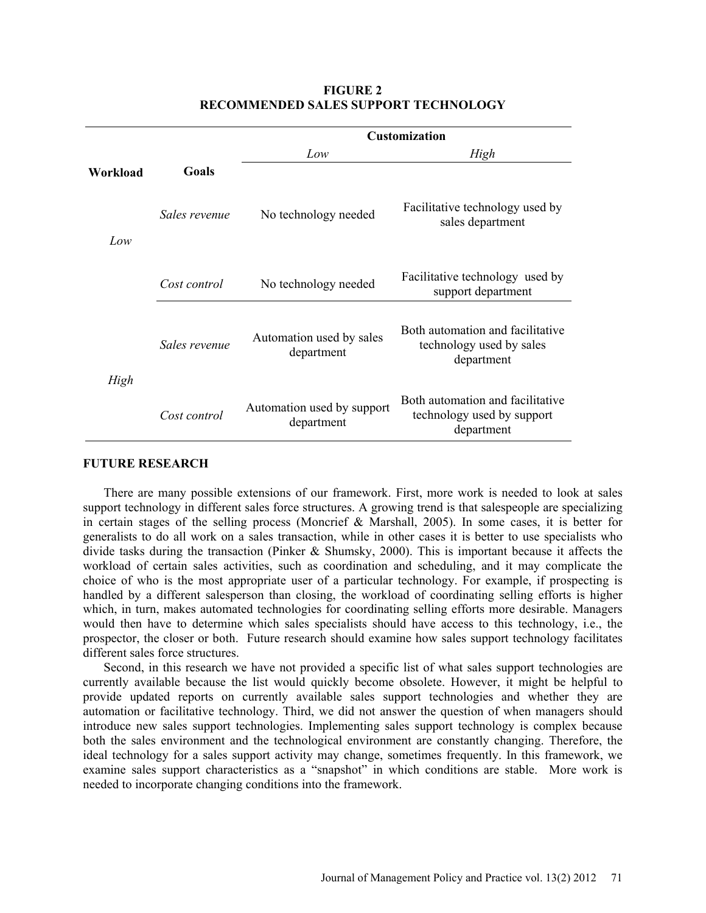**FIGURE 2**
**RECOMMENDED SALES SUPPORT TECHNOLOGY**

| | | Customization | |
|---|---|---|---|
| **Workload** | **Goals** | *Low* | *High* |
| *Low* | *Sales revenue* | No technology needed | Facilitative technology used by sales department |
| | *Cost control* | No technology needed | Facilitative technology used by support department |
| *High* | *Sales revenue* | Automation used by sales department | Both automation and facilitative technology used by sales department |
| | *Cost control* | Automation used by support department | Both automation and facilitative technology used by support department |

## FUTURE RESEARCH

There are many possible extensions of our framework. First, more work is needed to look at sales support technology in different sales force structures. A growing trend is that salespeople are specializing in certain stages of the selling process (Moncrief & Marshall, 2005). In some cases, it is better for generalists to do all work on a sales transaction, while in other cases it is better to use specialists who divide tasks during the transaction (Pinker & Shumsky, 2000). This is important because it affects the workload of certain sales activities, such as coordination and scheduling, and it may complicate the choice of who is the most appropriate user of a particular technology. For example, if prospecting is handled by a different salesperson than closing, the workload of coordinating selling efforts is higher which, in turn, makes automated technologies for coordinating selling efforts more desirable. Managers would then have to determine which sales specialists should have access to this technology, i.e., the prospector, the closer or both. Future research should examine how sales support technology facilitates different sales force structures.

Second, in this research we have not provided a specific list of what sales support technologies are currently available because the list would quickly become obsolete. However, it might be helpful to provide updated reports on currently available sales support technologies and whether they are automation or facilitative technology. Third, we did not answer the question of when managers should introduce new sales support technologies. Implementing sales support technology is complex because both the sales environment and the technological environment are constantly changing. Therefore, the ideal technology for a sales support activity may change, sometimes frequently. In this framework, we examine sales support characteristics as a "snapshot" in which conditions are stable. More work is needed to incorporate changing conditions into the framework.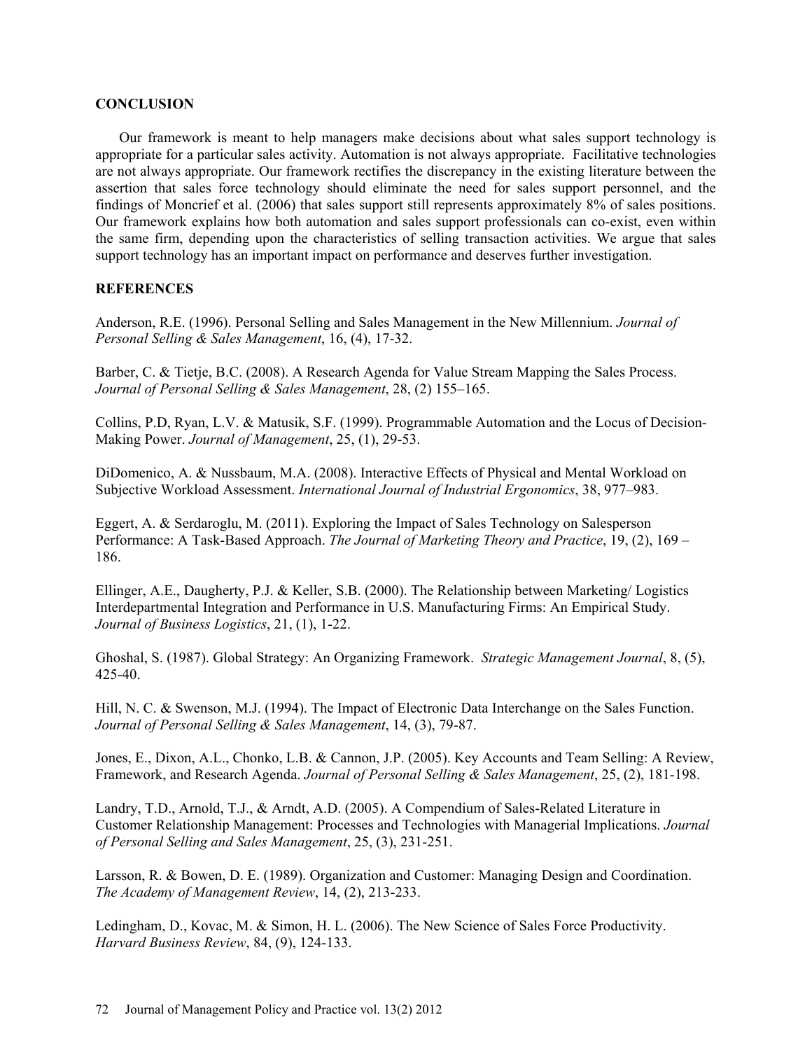## CONCLUSION

Our framework is meant to help managers make decisions about what sales support technology is appropriate for a particular sales activity. Automation is not always appropriate. Facilitative technologies are not always appropriate. Our framework rectifies the discrepancy in the existing literature between the assertion that sales force technology should eliminate the need for sales support personnel, and the findings of Moncrief et al. (2006) that sales support still represents approximately 8% of sales positions. Our framework explains how both automation and sales support professionals can co-exist, even within the same firm, depending upon the characteristics of selling transaction activities. We argue that sales support technology has an important impact on performance and deserves further investigation.

## REFERENCES

Anderson, R.E. (1996). Personal Selling and Sales Management in the New Millennium. *Journal of Personal Selling & Sales Management*, 16, (4), 17-32.

Barber, C. & Tietje, B.C. (2008). A Research Agenda for Value Stream Mapping the Sales Process. *Journal of Personal Selling & Sales Management*, 28, (2) 155–165.

Collins, P.D, Ryan, L.V. & Matusik, S.F. (1999). Programmable Automation and the Locus of Decision-Making Power. *Journal of Management*, 25, (1), 29-53.

DiDomenico, A. & Nussbaum, M.A. (2008). Interactive Effects of Physical and Mental Workload on Subjective Workload Assessment. *International Journal of Industrial Ergonomics*, 38, 977–983.

Eggert, A. & Serdaroglu, M. (2011). Exploring the Impact of Sales Technology on Salesperson Performance: A Task-Based Approach. *The Journal of Marketing Theory and Practice*, 19, (2), 169 – 186.

Ellinger, A.E., Daugherty, P.J. & Keller, S.B. (2000). The Relationship between Marketing/ Logistics Interdepartmental Integration and Performance in U.S. Manufacturing Firms: An Empirical Study. *Journal of Business Logistics*, 21, (1), 1-22.

Ghoshal, S. (1987). Global Strategy: An Organizing Framework. *Strategic Management Journal*, 8, (5), 425-40.

Hill, N. C. & Swenson, M.J. (1994). The Impact of Electronic Data Interchange on the Sales Function. *Journal of Personal Selling & Sales Management*, 14, (3), 79-87.

Jones, E., Dixon, A.L., Chonko, L.B. & Cannon, J.P. (2005). Key Accounts and Team Selling: A Review, Framework, and Research Agenda. *Journal of Personal Selling & Sales Management*, 25, (2), 181-198.

Landry, T.D., Arnold, T.J., & Arndt, A.D. (2005). A Compendium of Sales-Related Literature in Customer Relationship Management: Processes and Technologies with Managerial Implications. *Journal of Personal Selling and Sales Management*, 25, (3), 231-251.

Larsson, R. & Bowen, D. E. (1989). Organization and Customer: Managing Design and Coordination. *The Academy of Management Review*, 14, (2), 213-233.

Ledingham, D., Kovac, M. & Simon, H. L. (2006). The New Science of Sales Force Productivity. *Harvard Business Review*, 84, (9), 124-133.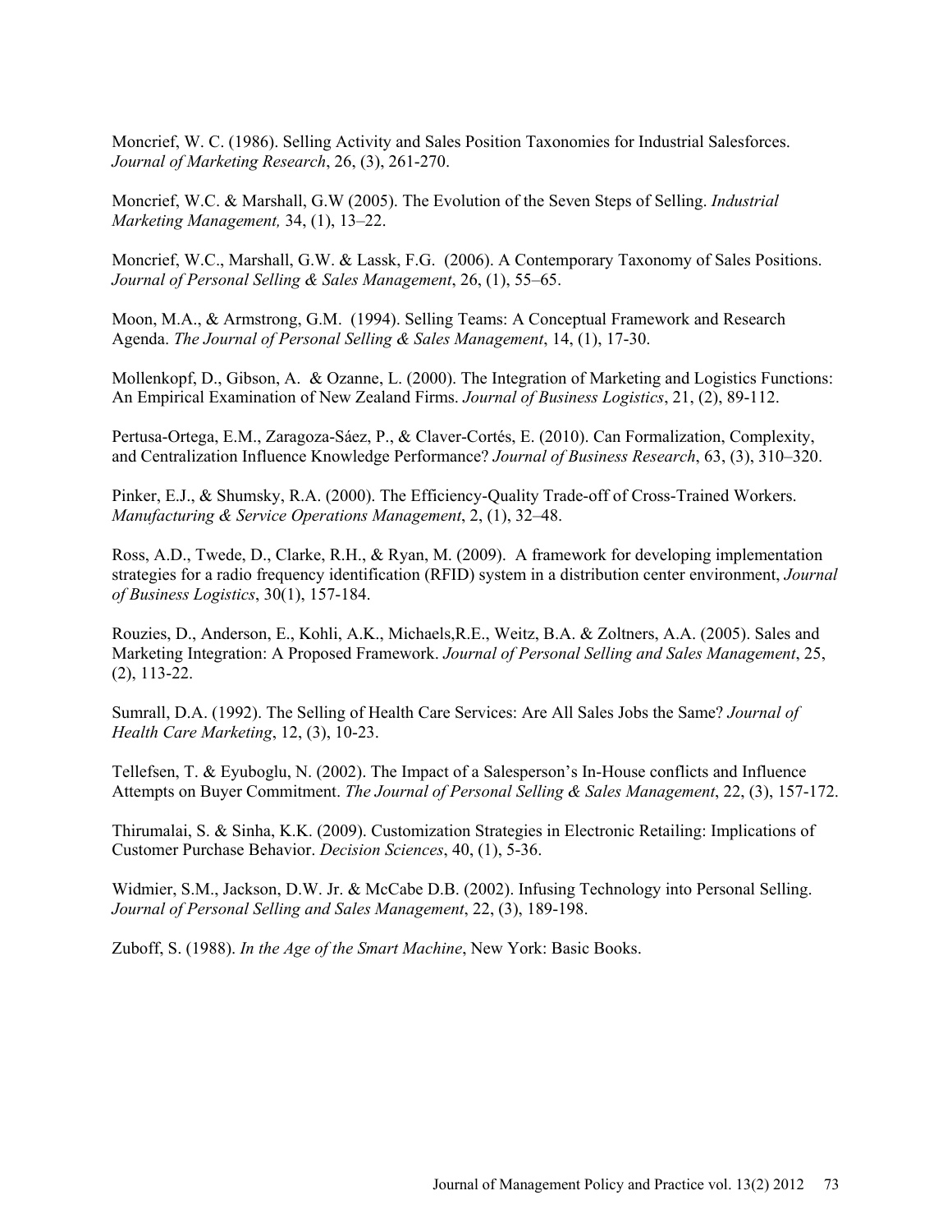Moncrief, W. C. (1986). Selling Activity and Sales Position Taxonomies for Industrial Salesforces. *Journal of Marketing Research*, 26, (3), 261-270.

Moncrief, W.C. & Marshall, G.W (2005). The Evolution of the Seven Steps of Selling. *Industrial Marketing Management,* 34, (1), 13–22.

Moncrief, W.C., Marshall, G.W. & Lassk, F.G. (2006). A Contemporary Taxonomy of Sales Positions. *Journal of Personal Selling & Sales Management*, 26, (1), 55–65.

Moon, M.A., & Armstrong, G.M. (1994). Selling Teams: A Conceptual Framework and Research Agenda. *The Journal of Personal Selling & Sales Management*, 14, (1), 17-30.

Mollenkopf, D., Gibson, A. & Ozanne, L. (2000). The Integration of Marketing and Logistics Functions: An Empirical Examination of New Zealand Firms. *Journal of Business Logistics*, 21, (2), 89-112.

Pertusa-Ortega, E.M., Zaragoza-Sáez, P., & Claver-Cortés, E. (2010). Can Formalization, Complexity, and Centralization Influence Knowledge Performance? *Journal of Business Research*, 63, (3), 310–320.

Pinker, E.J., & Shumsky, R.A. (2000). The Efficiency-Quality Trade-off of Cross-Trained Workers. *Manufacturing & Service Operations Management*, 2, (1), 32–48.

Ross, A.D., Twede, D., Clarke, R.H., & Ryan, M. (2009). A framework for developing implementation strategies for a radio frequency identification (RFID) system in a distribution center environment, *Journal of Business Logistics*, 30(1), 157-184.

Rouzies, D., Anderson, E., Kohli, A.K., Michaels,R.E., Weitz, B.A. & Zoltners, A.A. (2005). Sales and Marketing Integration: A Proposed Framework. *Journal of Personal Selling and Sales Management*, 25, (2), 113-22.

Sumrall, D.A. (1992). The Selling of Health Care Services: Are All Sales Jobs the Same? *Journal of Health Care Marketing*, 12, (3), 10-23.

Tellefsen, T. & Eyuboglu, N. (2002). The Impact of a Salesperson's In-House conflicts and Influence Attempts on Buyer Commitment. *The Journal of Personal Selling & Sales Management*, 22, (3), 157-172.

Thirumalai, S. & Sinha, K.K. (2009). Customization Strategies in Electronic Retailing: Implications of Customer Purchase Behavior. *Decision Sciences*, 40, (1), 5-36.

Widmier, S.M., Jackson, D.W. Jr. & McCabe D.B. (2002). Infusing Technology into Personal Selling. *Journal of Personal Selling and Sales Management*, 22, (3), 189-198.

Zuboff, S. (1988). *In the Age of the Smart Machine*, New York: Basic Books.